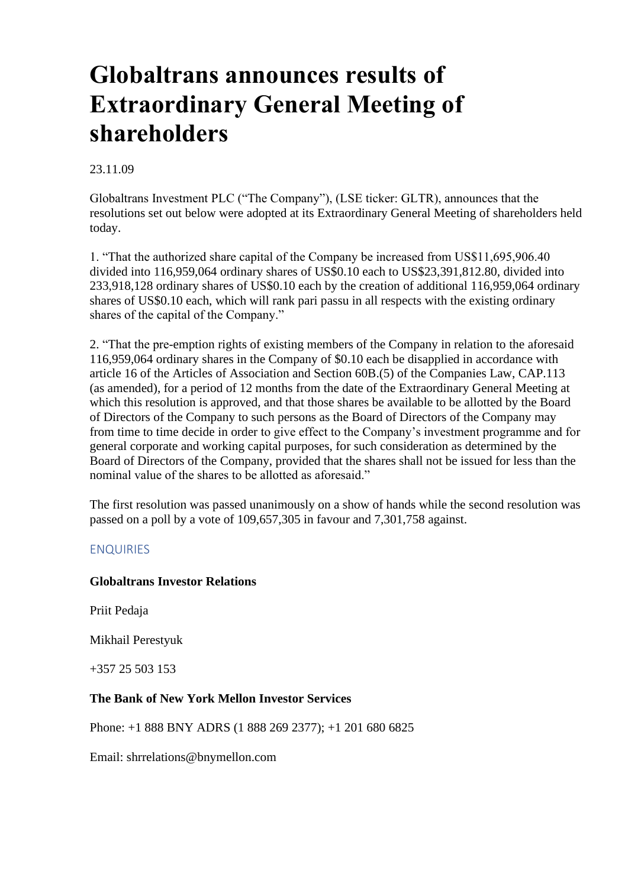# Globaltrans announces results of Extraordinary General Meeting of shareholders

23.11.09

Globaltrans Investment PLC ("The Company"), (LSE ticker: GLTR), announces that the resolutions set out below were adopted at its Extraordinary General Meeting of shareholders held today.

1. "That the authorized share capital of the Company be increased from US$11,695,906.40 divided into 116,959,064 ordinary shares of US$0.10 each to US$23,391,812.80, divided into 233,918,128 ordinary shares of US$0.10 each by the creation of additional 116,959,064 ordinary shares of US$0.10 each, which will rank pari passu in all respects with the existing ordinary shares of the capital of the Company."

2. "That the pre-emption rights of existing members of the Company in relation to the aforesaid 116,959,064 ordinary shares in the Company of $0.10 each be disapplied in accordance with article 16 of the Articles of Association and Section 60B.(5) of the Companies Law, CAP.113 (as amended), for a period of 12 months from the date of the Extraordinary General Meeting at which this resolution is approved, and that those shares be available to be allotted by the Board of Directors of the Company to such persons as the Board of Directors of the Company may from time to time decide in order to give effect to the Company's investment programme and for general corporate and working capital purposes, for such consideration as determined by the Board of Directors of the Company, provided that the shares shall not be issued for less than the nominal value of the shares to be allotted as aforesaid."

The first resolution was passed unanimously on a show of hands while the second resolution was passed on a poll by a vote of 109,657,305 in favour and 7,301,758 against.

## ENQUIRIES

**Globaltrans Investor Relations**

Priit Pedaja

Mikhail Perestyuk

+357 25 503 153

**The Bank of New York Mellon Investor Services**

Phone: +1 888 BNY ADRS (1 888 269 2377); +1 201 680 6825

Email: shrrelations@bnymellon.com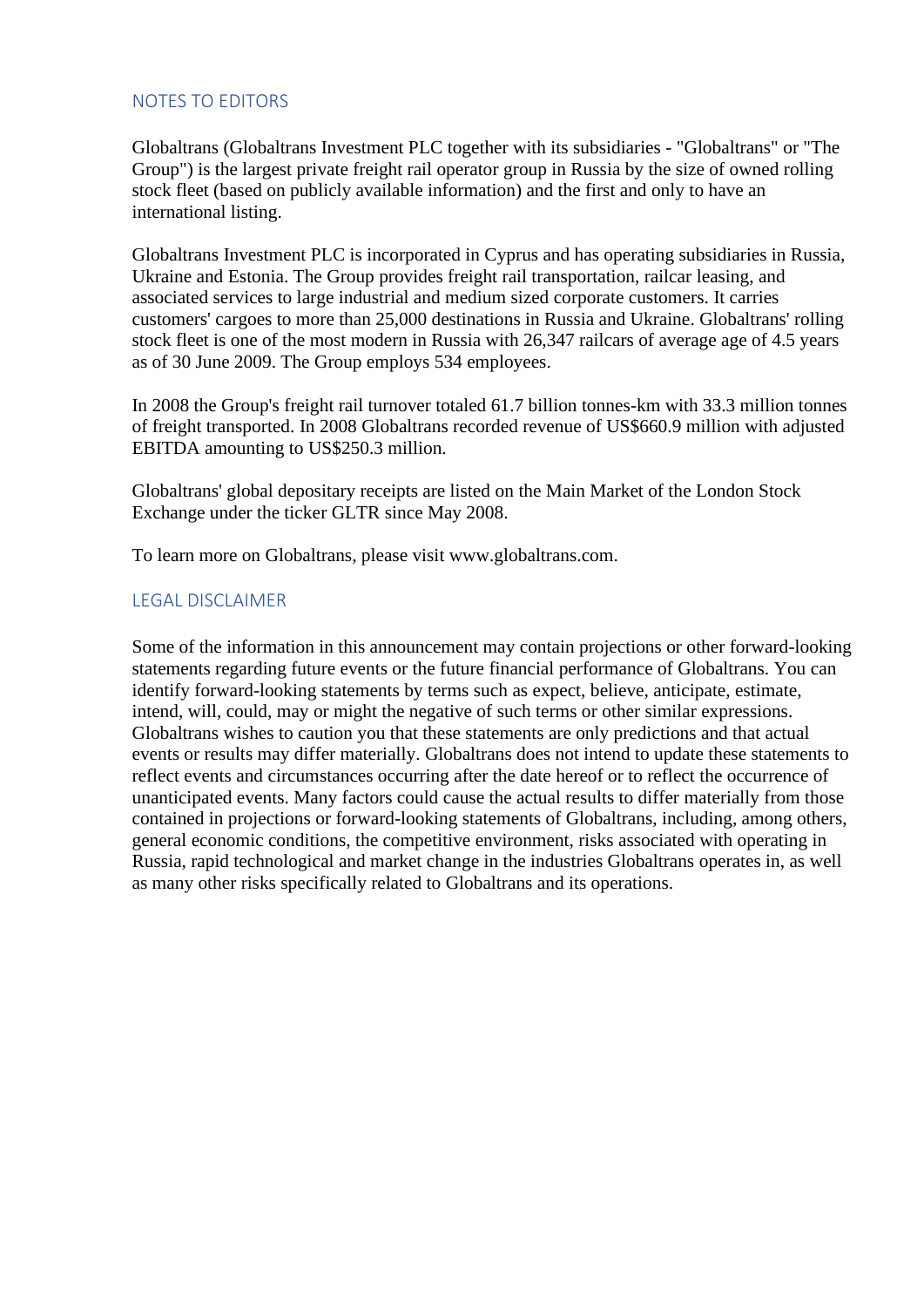## NOTES TO EDITORS

Globaltrans (Globaltrans Investment PLC together with its subsidiaries - "Globaltrans" or "The Group") is the largest private freight rail operator group in Russia by the size of owned rolling stock fleet (based on publicly available information) and the first and only to have an international listing.

Globaltrans Investment PLC is incorporated in Cyprus and has operating subsidiaries in Russia, Ukraine and Estonia. The Group provides freight rail transportation, railcar leasing, and associated services to large industrial and medium sized corporate customers. It carries customers' cargoes to more than 25,000 destinations in Russia and Ukraine. Globaltrans' rolling stock fleet is one of the most modern in Russia with 26,347 railcars of average age of 4.5 years as of 30 June 2009. The Group employs 534 employees.

In 2008 the Group's freight rail turnover totaled 61.7 billion tonnes-km with 33.3 million tonnes of freight transported. In 2008 Globaltrans recorded revenue of US$660.9 million with adjusted EBITDA amounting to US$250.3 million.

Globaltrans' global depositary receipts are listed on the Main Market of the London Stock Exchange under the ticker GLTR since May 2008.

To learn more on Globaltrans, please visit www.globaltrans.com.

## LEGAL DISCLAIMER

Some of the information in this announcement may contain projections or other forward-looking statements regarding future events or the future financial performance of Globaltrans. You can identify forward-looking statements by terms such as expect, believe, anticipate, estimate, intend, will, could, may or might the negative of such terms or other similar expressions. Globaltrans wishes to caution you that these statements are only predictions and that actual events or results may differ materially. Globaltrans does not intend to update these statements to reflect events and circumstances occurring after the date hereof or to reflect the occurrence of unanticipated events. Many factors could cause the actual results to differ materially from those contained in projections or forward-looking statements of Globaltrans, including, among others, general economic conditions, the competitive environment, risks associated with operating in Russia, rapid technological and market change in the industries Globaltrans operates in, as well as many other risks specifically related to Globaltrans and its operations.